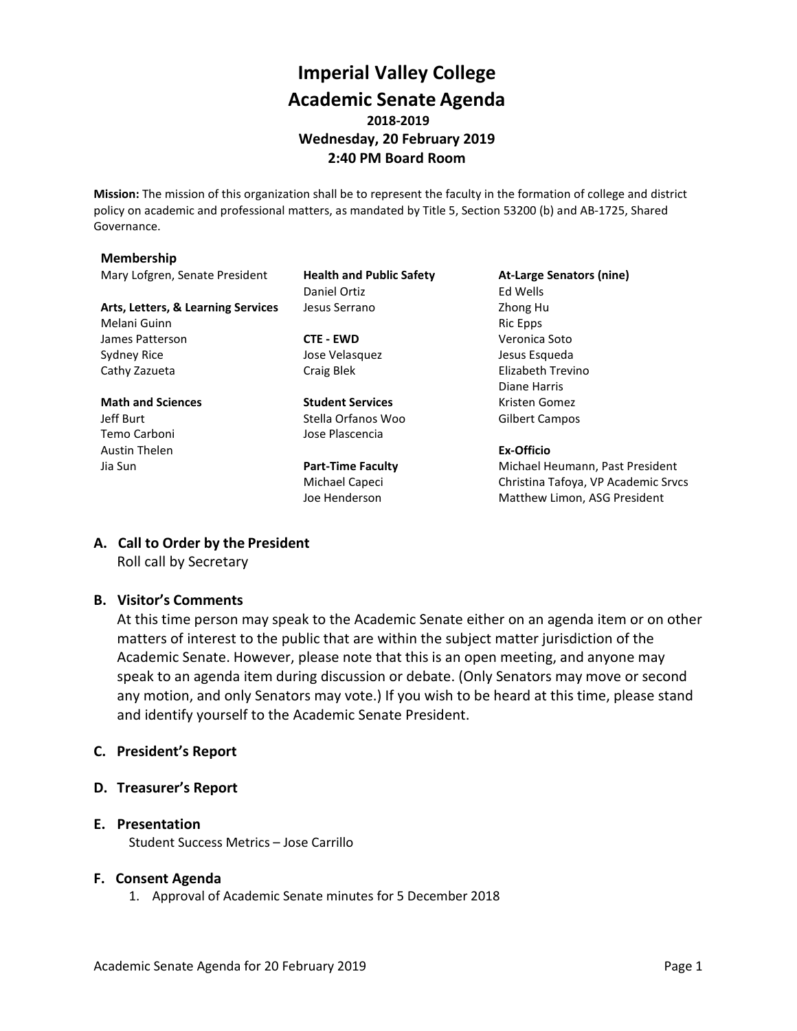# Imperial Valley College
# Academic Senate Agenda

**2018-2019**
**Wednesday, 20 February 2019**
**2:40 PM Board Room**

**Mission:** The mission of this organization shall be to represent the faculty in the formation of college and district policy on academic and professional matters, as mandated by Title 5, Section 53200 (b) and AB-1725, Shared Governance.

**Membership**

Mary Lofgren, Senate President

**Arts, Letters, & Learning Services**
Melani Guinn
James Patterson
Sydney Rice
Cathy Zazueta

**Math and Sciences**
Jeff Burt
Temo Carboni
Austin Thelen
Jia Sun

**Health and Public Safety**
Daniel Ortiz
Jesus Serrano

**CTE - EWD**
Jose Velasquez
Craig Blek

**Student Services**
Stella Orfanos Woo
Jose Plascencia

**Part-Time Faculty**
Michael Capeci
Joe Henderson

**At-Large Senators (nine)**
Ed Wells
Zhong Hu
Ric Epps
Veronica Soto
Jesus Esqueda
Elizabeth Trevino
Diane Harris
Kristen Gomez
Gilbert Campos

**Ex-Officio**
Michael Heumann, Past President
Christina Tafoya, VP Academic Srvcs
Matthew Limon, ASG President

## A. Call to Order by the President

Roll call by Secretary

## B. Visitor's Comments

At this time person may speak to the Academic Senate either on an agenda item or on other matters of interest to the public that are within the subject matter jurisdiction of the Academic Senate. However, please note that this is an open meeting, and anyone may speak to an agenda item during discussion or debate. (Only Senators may move or second any motion, and only Senators may vote.) If you wish to be heard at this time, please stand and identify yourself to the Academic Senate President.

## C. President's Report

## D. Treasurer's Report

## E. Presentation

Student Success Metrics – Jose Carrillo

## F. Consent Agenda

1. Approval of Academic Senate minutes for 5 December 2018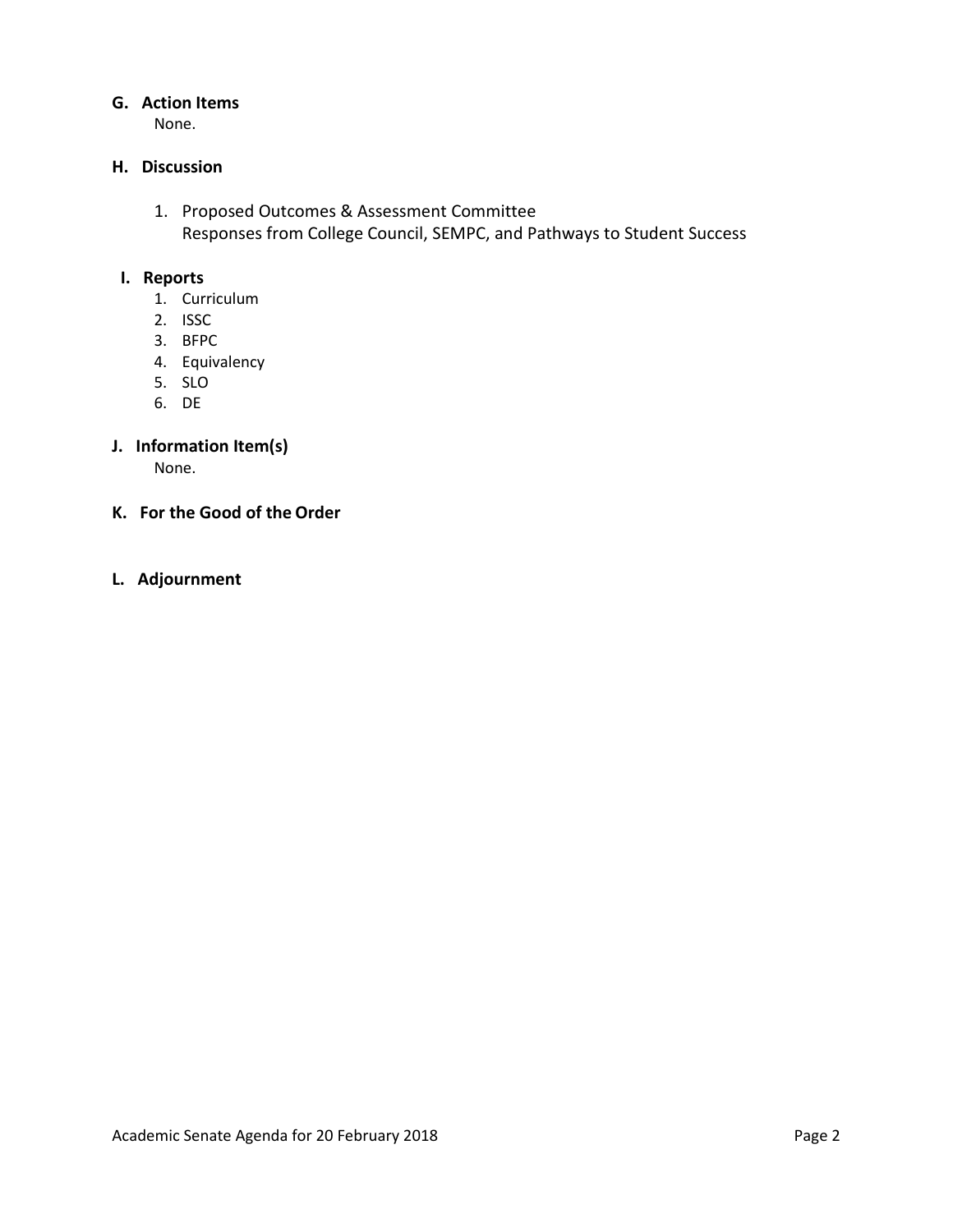**G. Action Items**

None.

**H. Discussion**

1. Proposed Outcomes & Assessment Committee
   Responses from College Council, SEMPC, and Pathways to Student Success

**I. Reports**

1. Curriculum
2. ISSC
3. BFPC
4. Equivalency
5. SLO
6. DE

**J. Information Item(s)**

None.

**K. For the Good of the Order**

**L. Adjournment**